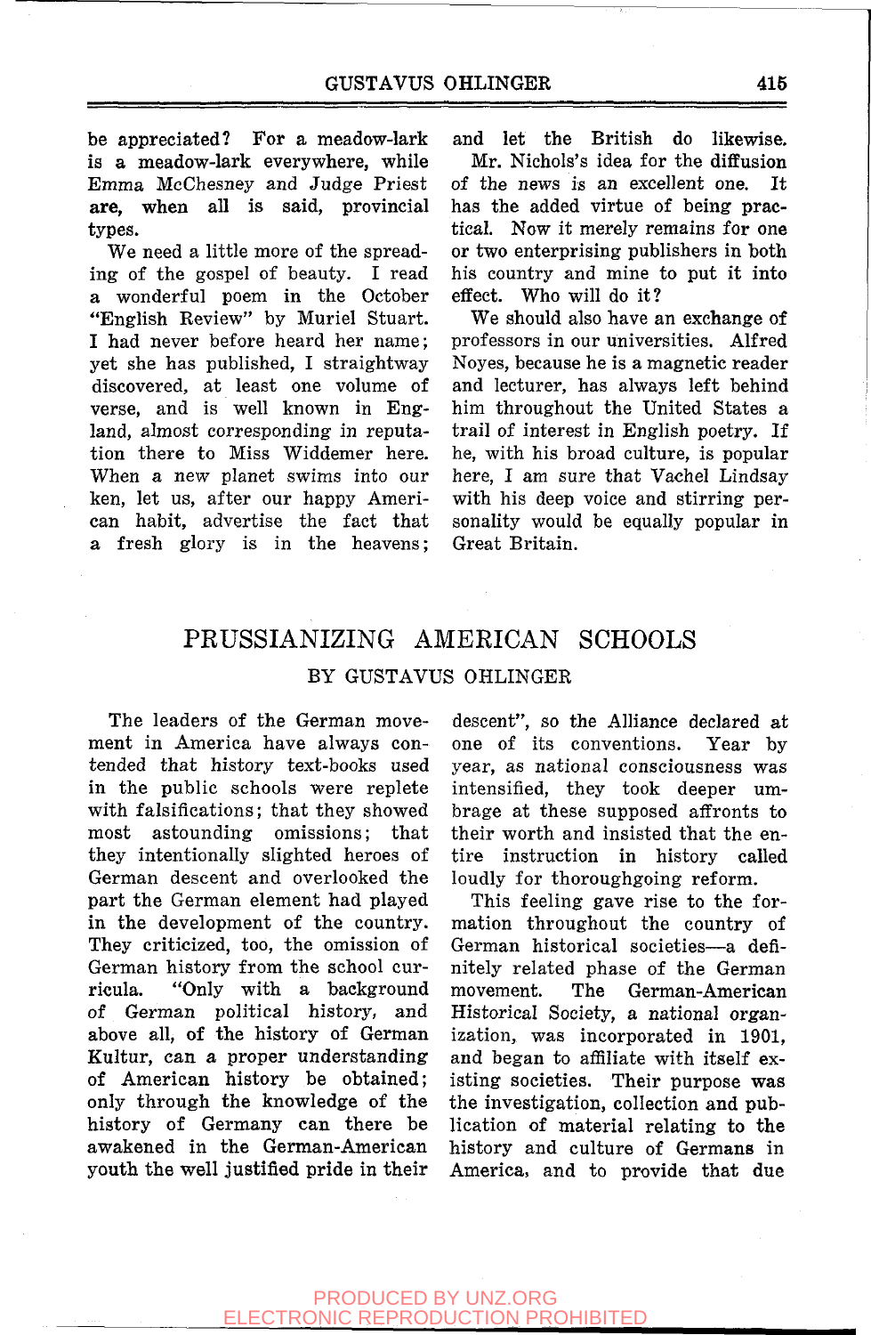be appreciated? For a meadow-lark is a meadow-lark everywhere, while Emma McChesney and Judge Priest are, when all is said, provincial types.

We need a little more of the spreading of the gospel of beauty. I read a wonderful poem in the October "English Review" by Muriel Stuart. I had never before heard her name; yet she has published, I straightway discovered, at least one volume of verse, and is well known in England, almost corresponding in reputation there to Miss Widdemer here. When a new planet swims into our ken, let us, after our happy American habit, advertise the fact that a fresh glory is in the heavens; and let the British do likewise.

Mr. Nichols's idea for the diffusion of the news is an excellent one. It has the added virtue of being practical. Now it merely remains for one or two enterprising publishers in both his country and mine to put it into effect. Who will do it?

We should also have an exchange of professors in our universities. Alfred Noyes, because he is a magnetic reader and lecturer, has always left behind him throughout the United States a trail of interest in English poetry. If he, with his broad culture, is popular here, I am sure that Vachel Lindsay with his deep voice and stirring personality would be equally popular in Great Britain.

# PRUSSIANIZING AMERICAN SCHOOLS

### BY GUSTAVUS OHLINGER

The leaders of the German movement in America have always contended that history text-books used in the public schools were replete with falsifications; that they showed most astounding omissions; that they intentionally slighted heroes of German descent and overlooked the part the German element had played in the development of the country. They criticized, too, the omission of German history from the school curricula. "Only with a background of German political history, and above all, of the history of German Kultur, can a proper understanding of American history be obtained; only through the knowledge of the history of Germany can there be awakened in the German-American youth the well justified pride in their descent", so the Alliance declared at one of its conventions. Year by year, as national consciousness was intensified, they took deeper umbrage at these supposed affronts to their worth and insisted that the entire instruction in history called loudly for thoroughgoing reform.

This feeling gave rise to the formation throughout the country of German historical societies—a definitely related phase of the German movement. The German-American Historical Society, a national organization, was incorporated in 1901, and began to affiliate with itself existing societies. Their purpose was the investigation, collection and publication of material relating to the history and culture of Germans in America, and to provide that due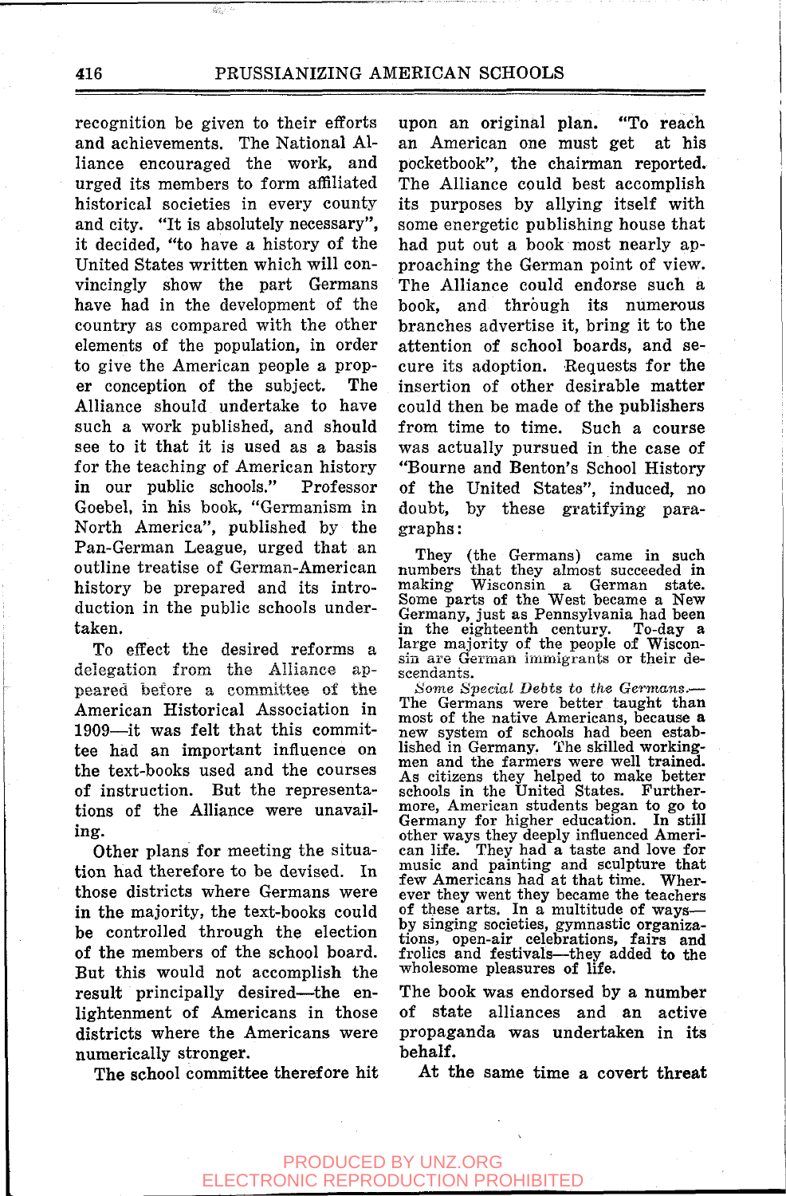recognition be given to their efforts and achievements. The National Alliance encouraged the work, and urged its members to form affiliated historical societies in every county and city. "It is absolutely necessary", it decided, "to have a history of the United States written which will convincingly show the part Germans have had in the development of the country as compared with the other elements of the population, in order to give the American people a proper conception of the subject. The Alliance should undertake to have such a work published, and should see to it that it is used as a basis for the teaching of American history in our public schools." Professor Goebel, in his book, "Germanism in North America", published by the Pan-German League, urged that an outline treatise of German-American history be prepared and its introduction in the public schools undertaken.

To effect the desired reforms a delegation from the Alliance appeared before a committee of the American Historical Association in 1909—it was felt that this committee had an important influence on the text-books used and the courses of instruction. But the representations of the Alliance were unavailing.

Other plans for meeting the situation had therefore to be devised. In those districts where Germans were in the majority, the text-books could be controlled through the election of the members of the school board. But this would not accomplish the result principally desired—the enlightenment of Americans in those districts where the Americans were numerically stronger.

The school committee therefore hit upon an original plan. "To reach an American one must get at his pocketbook", the chairman reported. The Alliance could best accomplish its purposes by allying itself with some energetic publishing house that had put out a book most nearly approaching the German point of view. The Alliance could endorse such a book, and through its numerous branches advertise it, bring it to the attention of school boards, and secure its adoption. Requests for the insertion of other desirable matter could then be made of the publishers from time to time. Such a course was actually pursued in the case of "Bourne and Benton's School History of the United States", induced, no doubt, by these gratifying paragraphs:

> They (the Germans) came in such numbers that they almost succeeded in making Wisconsin a German state. Some parts of the West became a New Germany, just as Pennsylvania had been in the eighteenth century. To-day a large majority of the people of Wisconsin are German immigrants or their descendants.
>
> *Some Special Debts to the Germans.*—The Germans were better taught than most of the native Americans, because a new system of schools had been established in Germany. The skilled workingmen and the farmers were well trained. As citizens they helped to make better schools in the United States. Furthermore, American students began to go to Germany for higher education. In still other ways they deeply influenced American life. They had a taste and love for music and painting and sculpture that few Americans had at that time. Wherever they went they became the teachers of these arts. In a multitude of ways—by singing societies, gymnastic organizations, open-air celebrations, fairs and frolics and festivals—they added to the wholesome pleasures of life.

The book was endorsed by a number of state alliances and an active propaganda was undertaken in its behalf.

At the same time a covert threat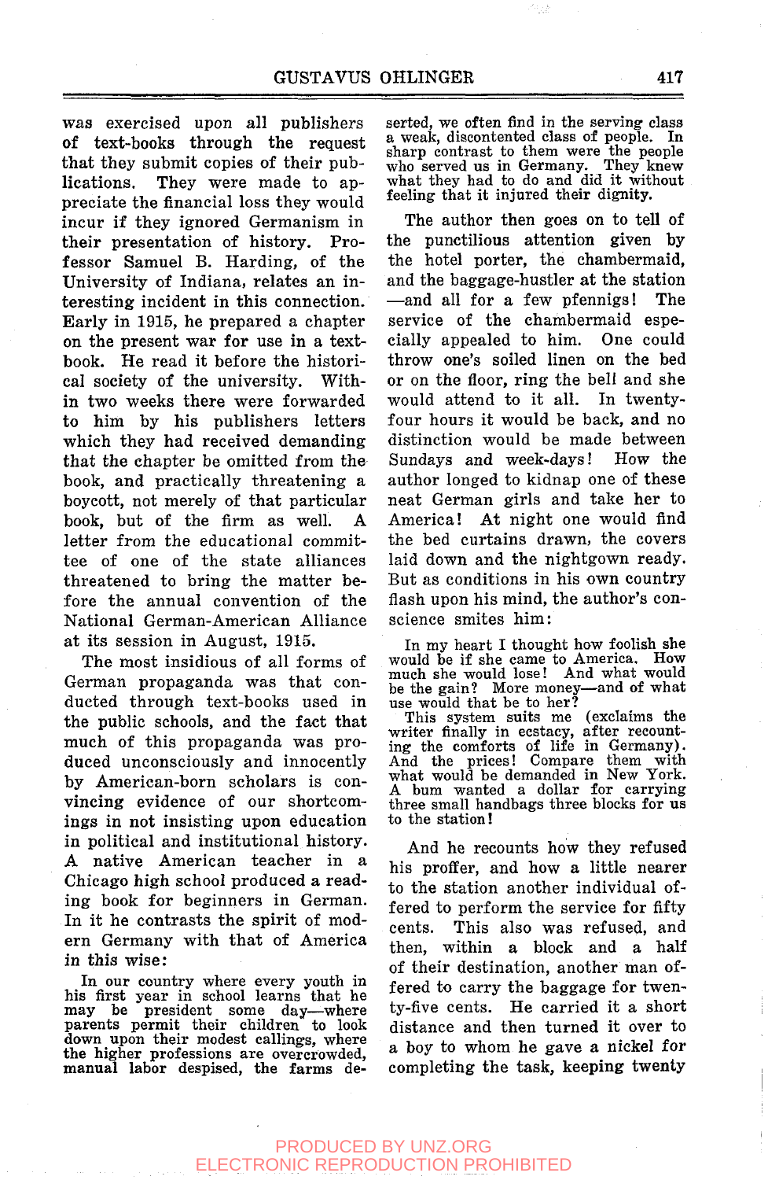was exercised upon all publishers of text-books through the request that they submit copies of their publications. They were made to appreciate the financial loss they would incur if they ignored Germanism in their presentation of history. Professor Samuel B. Harding, of the University of Indiana, relates an interesting incident in this connection. Early in 1915, he prepared a chapter on the present war for use in a text-book. He read it before the historical society of the university. Within two weeks there were forwarded to him by his publishers letters which they had received demanding that the chapter be omitted from the book, and practically threatening a boycott, not merely of that particular book, but of the firm as well. A letter from the educational committee of one of the state alliances threatened to bring the matter before the annual convention of the National German-American Alliance at its session in August, 1915.

The most insidious of all forms of German propaganda was that conducted through text-books used in the public schools, and the fact that much of this propaganda was produced unconsciously and innocently by American-born scholars is convincing evidence of our shortcomings in not insisting upon education in political and institutional history. A native American teacher in a Chicago high school produced a reading book for beginners in German. In it he contrasts the spirit of modern Germany with that of America in this wise:

> In our country where every youth in his first year in school learns that he may be president some day—where parents permit their children to look down upon their modest callings, where the higher professions are overcrowded, manual labor despised, the farms deserted, we often find in the serving class a weak, discontented class of people. In sharp contrast to them were the people who served us in Germany. They knew what they had to do and did it without feeling that it injured their dignity.

The author then goes on to tell of the punctilious attention given by the hotel porter, the chambermaid, and the baggage-hustler at the station—and all for a few pfennigs! The service of the chambermaid especially appealed to him. One could throw one's soiled linen on the bed or on the floor, ring the bell and she would attend to it all. In twenty-four hours it would be back, and no distinction would be made between Sundays and week-days! How the author longed to kidnap one of these neat German girls and take her to America! At night one would find the bed curtains drawn, the covers laid down and the nightgown ready. But as conditions in his own country flash upon his mind, the author's conscience smites him:

> In my heart I thought how foolish she would be if she came to America. How much she would lose! And what would be the gain? More money—and of what use would that be to her?
>
> This system suits me (exclaims the writer finally in ecstacy, after recounting the comforts of life in Germany). And the prices! Compare them with what would be demanded in New York. A bum wanted a dollar for carrying three small handbags three blocks for us to the station!

And he recounts how they refused his proffer, and how a little nearer to the station another individual offered to perform the service for fifty cents. This also was refused, and then, within a block and a half of their destination, another man offered to carry the baggage for twenty-five cents. He carried it a short distance and then turned it over to a boy to whom he gave a nickel for completing the task, keeping twenty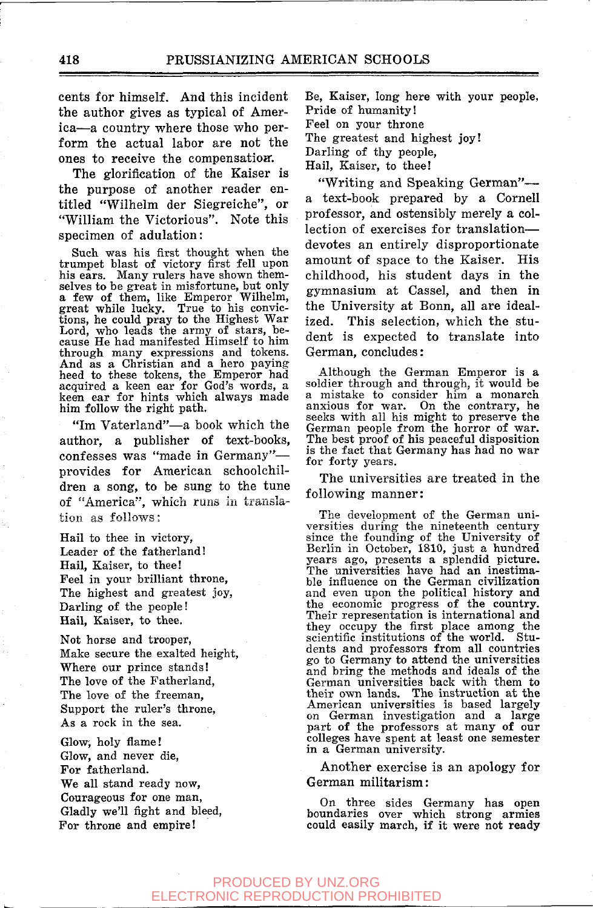cents for himself. And this incident the author gives as typical of America—a country where those who perform the actual labor are not the ones to receive the compensation.

The glorification of the Kaiser is the purpose of another reader entitled "Wilhelm der Siegreiche", or "William the Victorious". Note this specimen of adulation:

> Such was his first thought when the trumpet blast of victory first fell upon his ears. Many rulers have shown themselves to be great in misfortune, but only a few of them, like Emperor Wilhelm, great while lucky. True to his convictions, he could pray to the Highest War Lord, who leads the army of stars, because He had manifested Himself to him through many expressions and tokens. And as a Christian and a hero paying heed to these tokens, the Emperor had acquired a keen ear for God's words, a keen ear for hints which always made him follow the right path.

"Im Vaterland"—a book which the author, a publisher of text-books, confesses was "made in Germany"—provides for American schoolchildren a song, to be sung to the tune of "America", which runs in translation as follows:

> Hail to thee in victory,
> Leader of the fatherland!
> Hail, Kaiser, to thee!
> Feel in your brilliant throne,
> The highest and greatest joy,
> Darling of the people!
> Hail, Kaiser, to thee.
>
> Not horse and trooper,
> Make secure the exalted height,
> Where our prince stands!
> The love of the Fatherland,
> The love of the freeman,
> Support the ruler's throne,
> As a rock in the sea.
>
> Glow, holy flame!
> Glow, and never die,
> For fatherland.
> We all stand ready now,
> Courageous for one man,
> Gladly we'll fight and bleed,
> For throne and empire!
>
> Be, Kaiser, long here with your people,
> Pride of humanity!
> Feel on your throne
> The greatest and highest joy!
> Darling of thy people,
> Hail, Kaiser, to thee!

"Writing and Speaking German"—a text-book prepared by a Cornell professor, and ostensibly merely a collection of exercises for translation—devotes an entirely disproportionate amount of space to the Kaiser. His childhood, his student days in the gymnasium at Cassel, and then in the University at Bonn, all are idealized. This selection, which the student is expected to translate into German, concludes:

> Although the German Emperor is a soldier through and through, it would be a mistake to consider him a monarch anxious for war. On the contrary, he seeks with all his might to preserve the German people from the horror of war. The best proof of his peaceful disposition is the fact that Germany has had no war for forty years.

The universities are treated in the following manner:

> The development of the German universities during the nineteenth century since the founding of the University of Berlin in October, 1810, just a hundred years ago, presents a splendid picture. The universities have had an inestimable influence on the German civilization and even upon the political history and the economic progress of the country. Their representation is international and they occupy the first place among the scientific institutions of the world. Students and professors from all countries go to Germany to attend the universities and bring the methods and ideals of the German universities back with them to their own lands. The instruction at the American universities is based largely on German investigation and a large part of the professors at many of our colleges have spent at least one semester in a German university.

Another exercise is an apology for German militarism:

> On three sides Germany has open boundaries over which strong armies could easily march, if it were not ready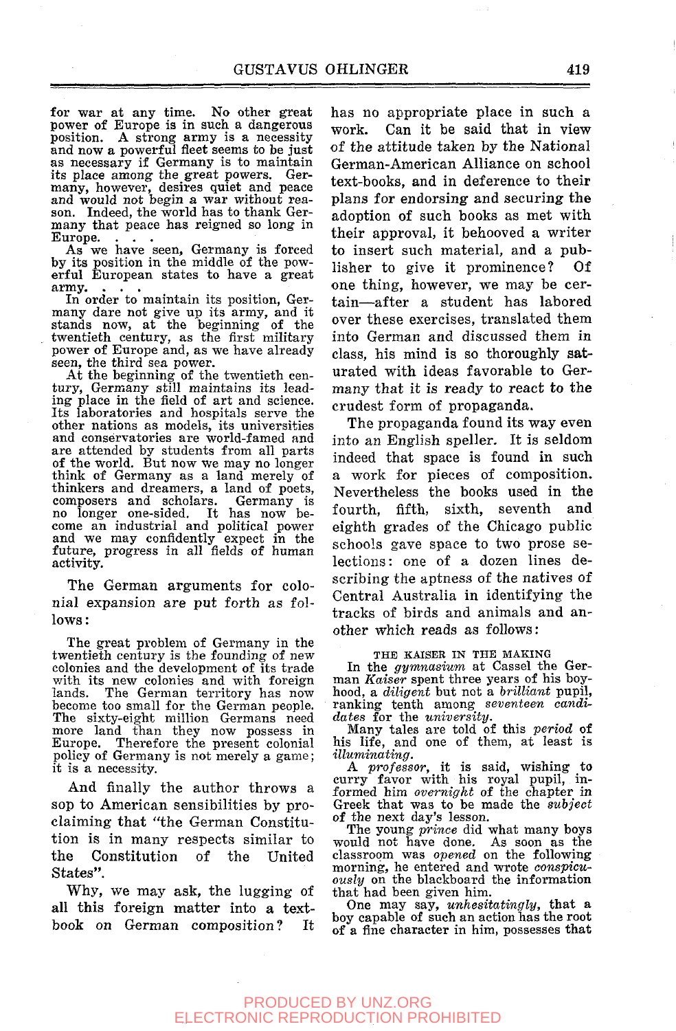for war at any time. No other great power of Europe is in such a dangerous position. A strong army is a necessity and now a powerful fleet seems to be just as necessary if Germany is to maintain its place among the great powers. Germany, however, desires quiet and peace and would not begin a war without reason. Indeed, the world has to thank Germany that peace has reigned so long in Europe. . . .

As we have seen, Germany is forced by its position in the middle of the powerful European states to have a great army. . . .

In order to maintain its position, Germany dare not give up its army, and it stands now, at the beginning of the twentieth century, as the first military power of Europe and, as we have already seen, the third sea power.

At the beginning of the twentieth century, Germany still maintains its leading place in the field of art and science. Its laboratories and hospitals serve the other nations as models, its universities and conservatories are world-famed and are attended by students from all parts of the world. But now we may no longer think of Germany as a land merely of thinkers and dreamers, a land of poets, composers and scholars. Germany is no longer one-sided. It has now become an industrial and political power and we may confidently expect in the future, progress in all fields of human activity.

The German arguments for colonial expansion are put forth as follows:

The great problem of Germany in the twentieth century is the founding of new colonies and the development of its trade with its new colonies and with foreign lands. The German territory has now become too small for the German people. The sixty-eight million Germans need more land than they now possess in Europe. Therefore the present colonial policy of Germany is not merely a game; it is a necessity.

And finally the author throws a sop to American sensibilities by proclaiming that "the German Constitution is in many respects similar to the Constitution of the United States".

Why, we may ask, the lugging of all this foreign matter into a textbook on German composition? It has no appropriate place in such a work. Can it be said that in view of the attitude taken by the National German-American Alliance on school text-books, and in deference to their plans for endorsing and securing the adoption of such books as met with their approval, it behooved a writer to insert such material, and a publisher to give it prominence? Of one thing, however, we may be certain—after a student has labored over these exercises, translated them into German and discussed them in class, his mind is so thoroughly saturated with ideas favorable to Germany that it is ready to react to the crudest form of propaganda.

The propaganda found its way even into an English speller. It is seldom indeed that space is found in such a work for pieces of composition. Nevertheless the books used in the fourth, fifth, sixth, seventh and eighth grades of the Chicago public schools gave space to two prose selections: one of a dozen lines describing the aptness of the natives of Central Australia in identifying the tracks of birds and animals and another which reads as follows:

THE KAISER IN THE MAKING

In the *gymnasium* at Cassel the German *Kaiser* spent three years of his boyhood, a *diligent* but not a *brilliant* pupil, ranking tenth among *seventeen candidates* for the *university*.

Many tales are told of this *period* of his life, and one of them, at least is *illuminating*.

A *professor*, it is said, wishing to curry favor with his royal pupil, informed him *overnight* of the chapter in Greek that was to be made the *subject* of the next day's lesson.

The young *prince* did what many boys would not have done. As soon as the classroom was *opened* on the following morning, he entered and wrote *conspicuously* on the blackboard the information that had been given him.

One may say, *unhesitatingly*, that a boy capable of such an action has the root of a fine character in him, possesses that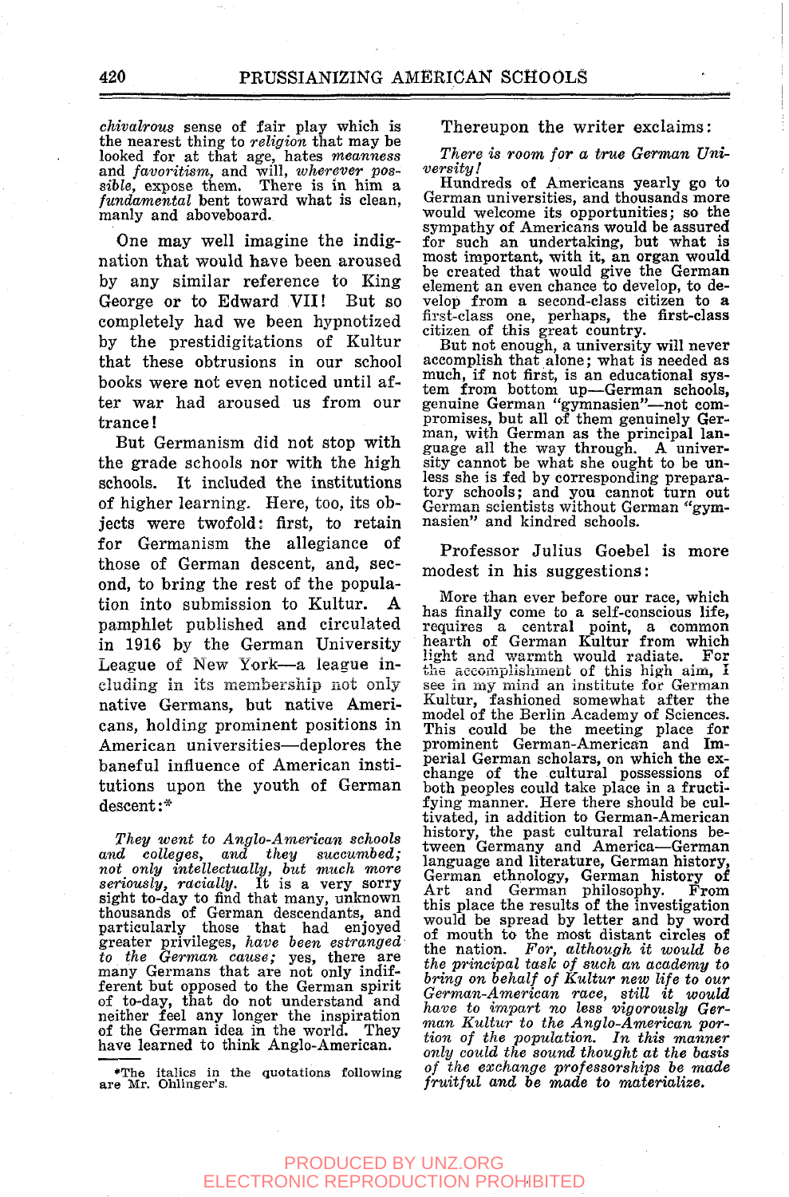*chivalrous* sense of fair play which is the nearest thing to *religion* that may be looked for at that age, hates *meanness* and *favoritism*, and will, *wherever possible*, expose them. There is in him a *fundamental* bent toward what is clean, manly and aboveboard.

One may well imagine the indignation that would have been aroused by any similar reference to King George or to Edward VII! But so completely had we been hypnotized by the prestidigitations of Kultur that these obtrusions in our school books were not even noticed until after war had aroused us from our trance!

But Germanism did not stop with the grade schools nor with the high schools. It included the institutions of higher learning. Here, too, its objects were twofold: first, to retain for Germanism the allegiance of those of German descent, and, second, to bring the rest of the population into submission to Kultur. A pamphlet published and circulated in 1916 by the German University League of New York—a league including in its membership not only native Germans, but native Americans, holding prominent positions in American universities—deplores the baneful influence of American institutions upon the youth of German descent:*

> *They went to Anglo-American schools and colleges, and they succumbed; not only intellectually, but much more seriously, racially.* It is a very sorry sight to-day to find that many, unknown thousands of German descendants, and particularly those that had enjoyed greater privileges, *have been estranged to the German cause;* yes, there are many Germans that are not only indifferent but opposed to the German spirit of to-day, that do not understand and neither feel any longer the inspiration of the German idea in the world. They have learned to think Anglo-American.

Thereupon the writer exclaims:

> *There is room for a true German University!*
>
> Hundreds of Americans yearly go to German universities, and thousands more would welcome its opportunities; so the sympathy of Americans would be assured for such an undertaking, but what is most important, with it, an organ would be created that would give the German element an even chance to develop, to develop from a second-class citizen to a first-class one, perhaps, the first-class citizen of this great country.
>
> But not enough, a university will never accomplish that alone; what is needed as much, if not first, is an educational system from bottom up—German schools, genuine German "gymnasien"—not compromises, but all of them genuinely German, with German as the principal language all the way through. A university cannot be what she ought to be unless she is fed by corresponding preparatory schools; and you cannot turn out German scientists without German "gymnasien" and kindred schools.

Professor Julius Goebel is more modest in his suggestions:

> More than ever before our race, which has finally come to a self-conscious life, requires a central point, a common hearth of German Kultur from which light and warmth would radiate. For the accomplishment of this high aim, I see in my mind an institute for German Kultur, fashioned somewhat after the model of the Berlin Academy of Sciences. This could be the meeting place for prominent German-American and Imperial German scholars, on which the exchange of the cultural possessions of both peoples could take place in a fructifying manner. Here there should be cultivated, in addition to German-American history, the past cultural relations between Germany and America—German language and literature, German history, German ethnology, German history of Art and German philosophy. From this place the results of the investigation would be spread by letter and by word of mouth to the most distant circles of the nation. *For, although it would be the principal task of such an academy to bring on behalf of Kultur new life to our German-American race, still it would have to impart no less vigorously German Kultur to the Anglo-American portion of the population. In this manner only could the sound thought at the basis of the exchange professorships be made fruitful and be made to materialize.*

*The italics in the quotations following are Mr. Ohlinger's.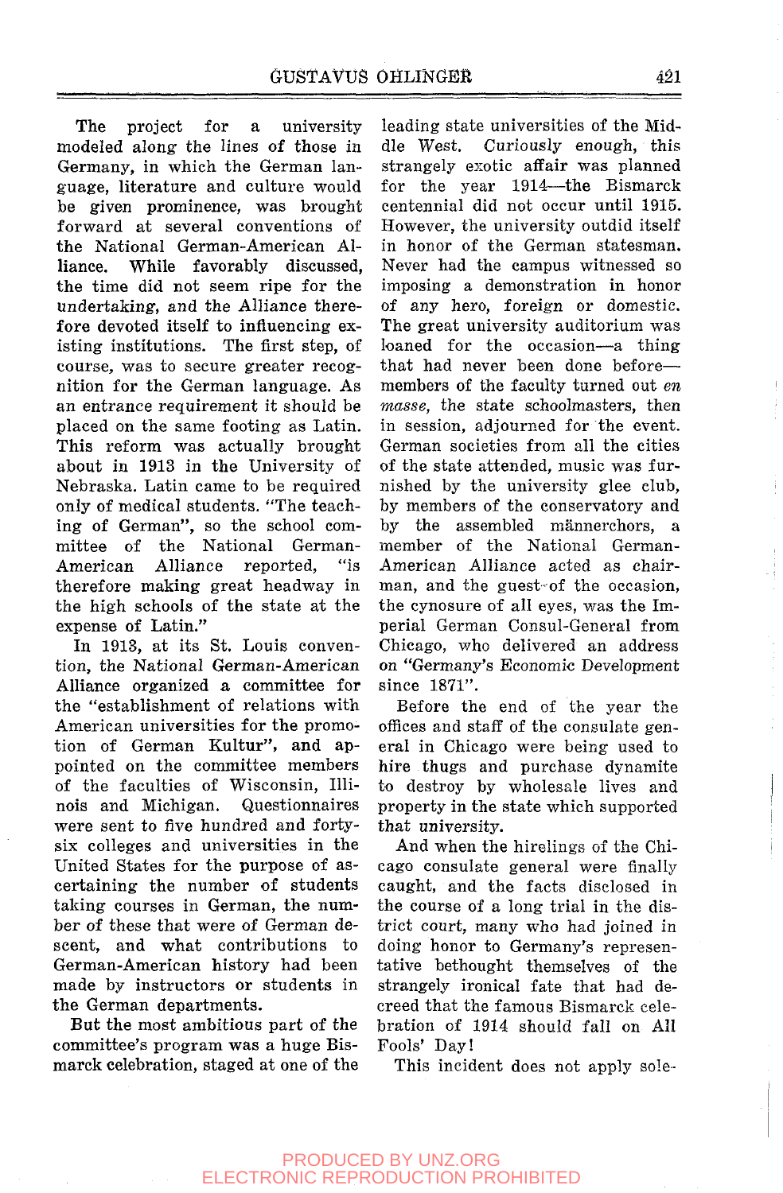The project for a university modeled along the lines of those in Germany, in which the German language, literature and culture would be given prominence, was brought forward at several conventions of the National German-American Alliance. While favorably discussed, the time did not seem ripe for the undertaking, and the Alliance therefore devoted itself to influencing existing institutions. The first step, of course, was to secure greater recognition for the German language. As an entrance requirement it should be placed on the same footing as Latin. This reform was actually brought about in 1913 in the University of Nebraska. Latin came to be required only of medical students. "The teaching of German", so the school committee of the National German-American Alliance reported, "is therefore making great headway in the high schools of the state at the expense of Latin."

In 1913, at its St. Louis convention, the National German-American Alliance organized a committee for the "establishment of relations with American universities for the promotion of German Kultur", and appointed on the committee members of the faculties of Wisconsin, Illinois and Michigan. Questionnaires were sent to five hundred and forty-six colleges and universities in the United States for the purpose of ascertaining the number of students taking courses in German, the number of these that were of German descent, and what contributions to German-American history had been made by instructors or students in the German departments.

But the most ambitious part of the committee's program was a huge Bismarck celebration, staged at one of the leading state universities of the Middle West. Curiously enough, this strangely exotic affair was planned for the year 1914—the Bismarck centennial did not occur until 1915. However, the university outdid itself in honor of the German statesman. Never had the campus witnessed so imposing a demonstration in honor of any hero, foreign or domestic. The great university auditorium was loaned for the occasion—a thing that had never been done before—members of the faculty turned out *en masse*, the state schoolmasters, then in session, adjourned for the event. German societies from all the cities of the state attended, music was furnished by the university glee club, by members of the conservatory and by the assembled männerchors, a member of the National German-American Alliance acted as chairman, and the guest of the occasion, the cynosure of all eyes, was the Imperial German Consul-General from Chicago, who delivered an address on "Germany's Economic Development since 1871".

Before the end of the year the offices and staff of the consulate general in Chicago were being used to hire thugs and purchase dynamite to destroy by wholesale lives and property in the state which supported that university.

And when the hirelings of the Chicago consulate general were finally caught, and the facts disclosed in the course of a long trial in the district court, many who had joined in doing honor to Germany's representative bethought themselves of the strangely ironical fate that had decreed that the famous Bismarck celebration of 1914 should fall on All Fools' Day!

This incident does not apply sole-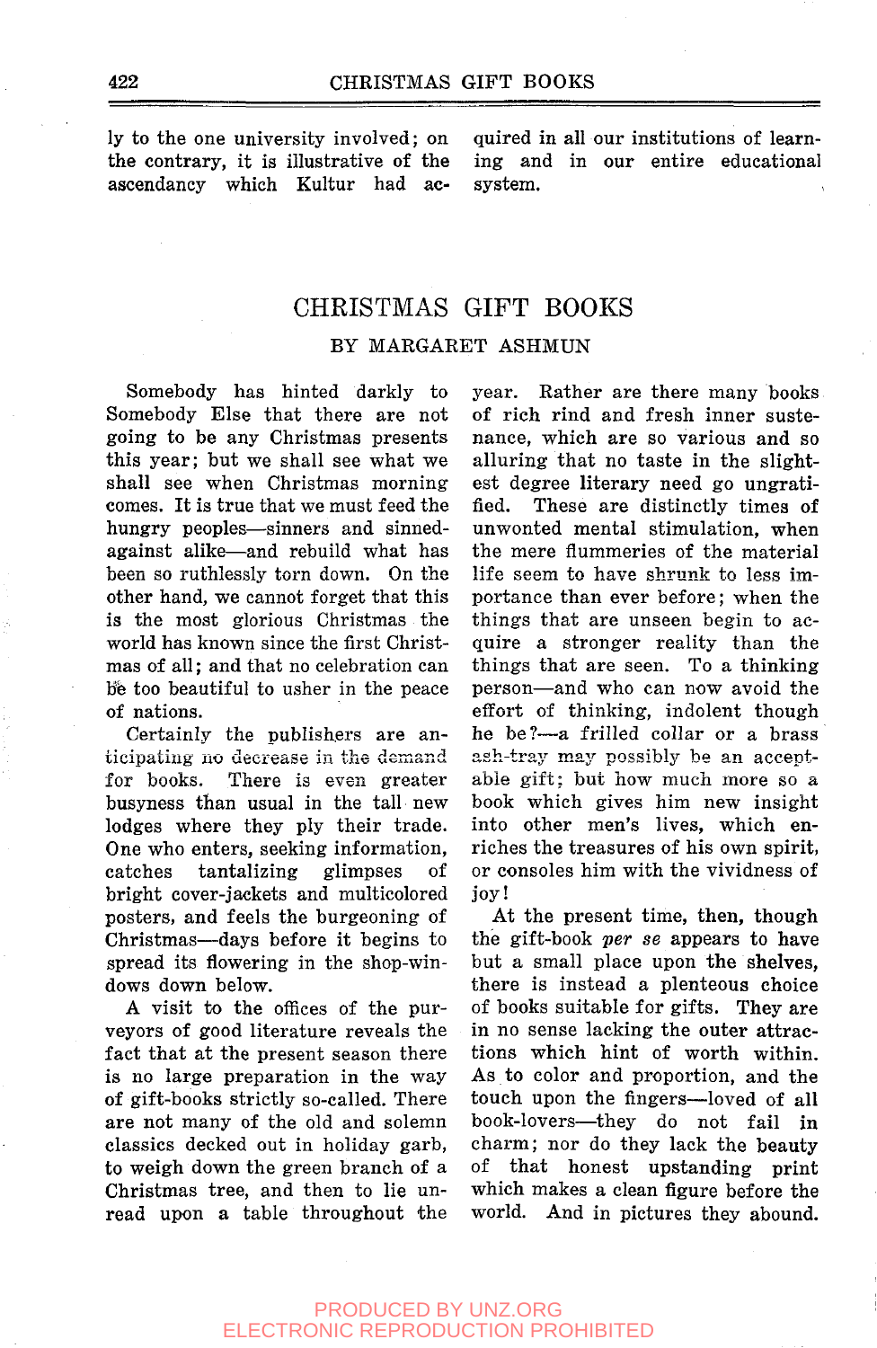ly to the one university involved; on the contrary, it is illustrative of the ascendancy which Kultur had acquired in all our institutions of learning and in our entire educational system.

# CHRISTMAS GIFT BOOKS

### BY MARGARET ASHMUN

Somebody has hinted darkly to Somebody Else that there are not going to be any Christmas presents this year; but we shall see what we shall see when Christmas morning comes. It is true that we must feed the hungry peoples—sinners and sinned-against alike—and rebuild what has been so ruthlessly torn down. On the other hand, we cannot forget that this is the most glorious Christmas the world has known since the first Christmas of all; and that no celebration can be too beautiful to usher in the peace of nations.

Certainly the publishers are anticipating no decrease in the demand for books. There is even greater busyness than usual in the tall new lodges where they ply their trade. One who enters, seeking information, catches tantalizing glimpses of bright cover-jackets and multicolored posters, and feels the burgeoning of Christmas—days before it begins to spread its flowering in the shop-windows down below.

A visit to the offices of the purveyors of good literature reveals the fact that at the present season there is no large preparation in the way of gift-books strictly so-called. There are not many of the old and solemn classics decked out in holiday garb, to weigh down the green branch of a Christmas tree, and then to lie unread upon a table throughout the year. Rather are there many books of rich rind and fresh inner sustenance, which are so various and so alluring that no taste in the slightest degree literary need go ungratified. These are distinctly times of unwonted mental stimulation, when the mere flummeries of the material life seem to have shrunk to less importance than ever before; when the things that are unseen begin to acquire a stronger reality than the things that are seen. To a thinking person—and who can now avoid the effort of thinking, indolent though he be?—a frilled collar or a brass ash-tray may possibly be an acceptable gift; but how much more so a book which gives him new insight into other men's lives, which enriches the treasures of his own spirit, or consoles him with the vividness of joy!

At the present time, then, though the gift-book *per se* appears to have but a small place upon the shelves, there is instead a plenteous choice of books suitable for gifts. They are in no sense lacking the outer attractions which hint of worth within. As to color and proportion, and the touch upon the fingers—loved of all book-lovers—they do not fail in charm; nor do they lack the beauty of that honest upstanding print which makes a clean figure before the world. And in pictures they abound.